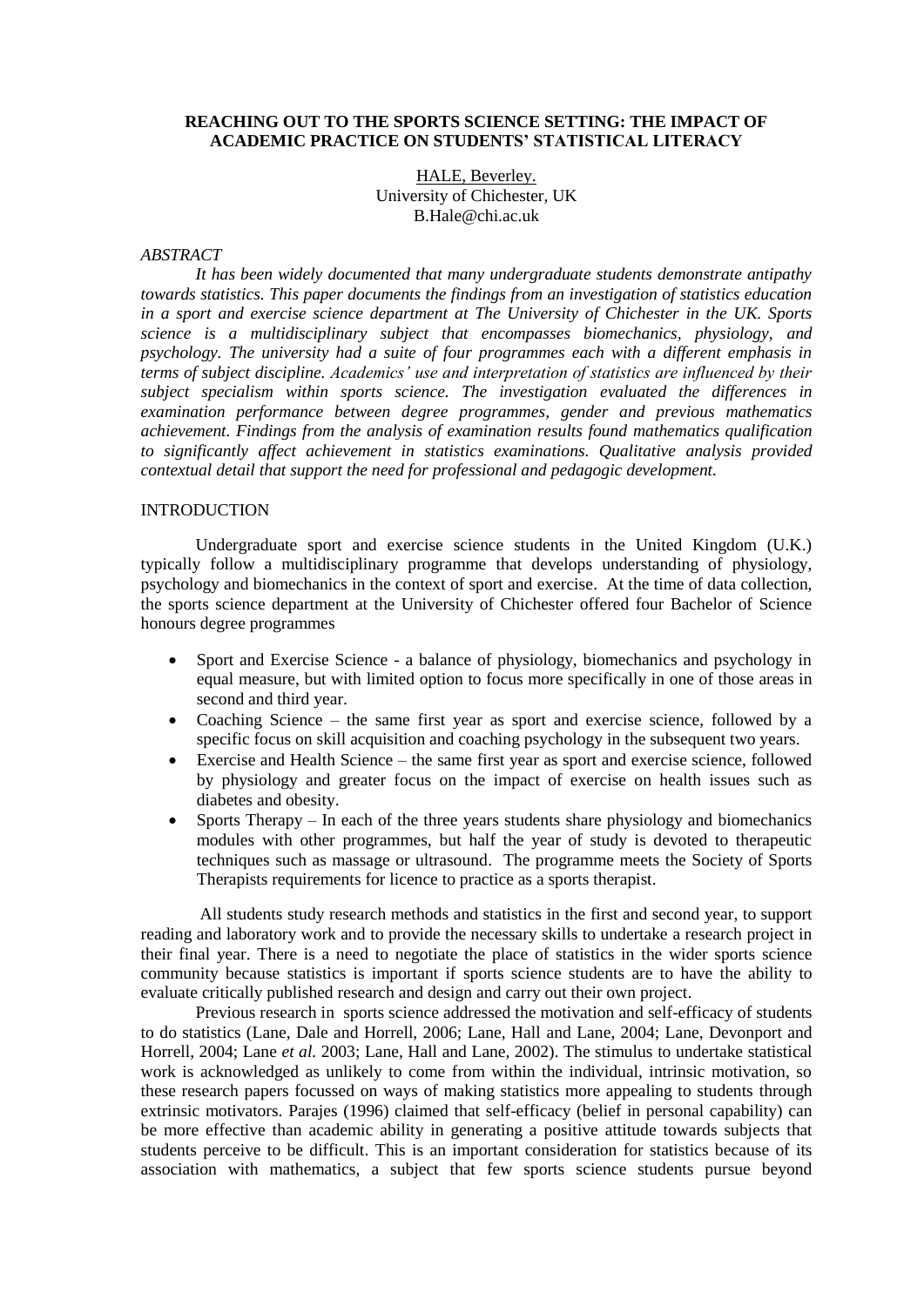# REACHING OUT TO THE SPORTS SCIENCE SETTING: THE IMPACT OF ACADEMIC PRACTICE ON STUDENTS' STATISTICAL LITERACY

HALE, Beverley.
University of Chichester, UK
B.Hale@chi.ac.uk

## *ABSTRACT*

*It has been widely documented that many undergraduate students demonstrate antipathy towards statistics. This paper documents the findings from an investigation of statistics education in a sport and exercise science department at The University of Chichester in the UK. Sports science is a multidisciplinary subject that encompasses biomechanics, physiology, and psychology. The university had a suite of four programmes each with a different emphasis in terms of subject discipline. Academics' use and interpretation of statistics are influenced by their subject specialism within sports science. The investigation evaluated the differences in examination performance between degree programmes, gender and previous mathematics achievement. Findings from the analysis of examination results found mathematics qualification to significantly affect achievement in statistics examinations. Qualitative analysis provided contextual detail that support the need for professional and pedagogic development.*

## INTRODUCTION

Undergraduate sport and exercise science students in the United Kingdom (U.K.) typically follow a multidisciplinary programme that develops understanding of physiology, psychology and biomechanics in the context of sport and exercise. At the time of data collection, the sports science department at the University of Chichester offered four Bachelor of Science honours degree programmes

- Sport and Exercise Science - a balance of physiology, biomechanics and psychology in equal measure, but with limited option to focus more specifically in one of those areas in second and third year.
- Coaching Science – the same first year as sport and exercise science, followed by a specific focus on skill acquisition and coaching psychology in the subsequent two years.
- Exercise and Health Science – the same first year as sport and exercise science, followed by physiology and greater focus on the impact of exercise on health issues such as diabetes and obesity.
- Sports Therapy – In each of the three years students share physiology and biomechanics modules with other programmes, but half the year of study is devoted to therapeutic techniques such as massage or ultrasound. The programme meets the Society of Sports Therapists requirements for licence to practice as a sports therapist.

All students study research methods and statistics in the first and second year, to support reading and laboratory work and to provide the necessary skills to undertake a research project in their final year. There is a need to negotiate the place of statistics in the wider sports science community because statistics is important if sports science students are to have the ability to evaluate critically published research and design and carry out their own project.

Previous research in sports science addressed the motivation and self-efficacy of students to do statistics (Lane, Dale and Horrell, 2006; Lane, Hall and Lane, 2004; Lane, Devonport and Horrell, 2004; Lane *et al.* 2003; Lane, Hall and Lane, 2002). The stimulus to undertake statistical work is acknowledged as unlikely to come from within the individual, intrinsic motivation, so these research papers focussed on ways of making statistics more appealing to students through extrinsic motivators. Parajes (1996) claimed that self-efficacy (belief in personal capability) can be more effective than academic ability in generating a positive attitude towards subjects that students perceive to be difficult. This is an important consideration for statistics because of its association with mathematics, a subject that few sports science students pursue beyond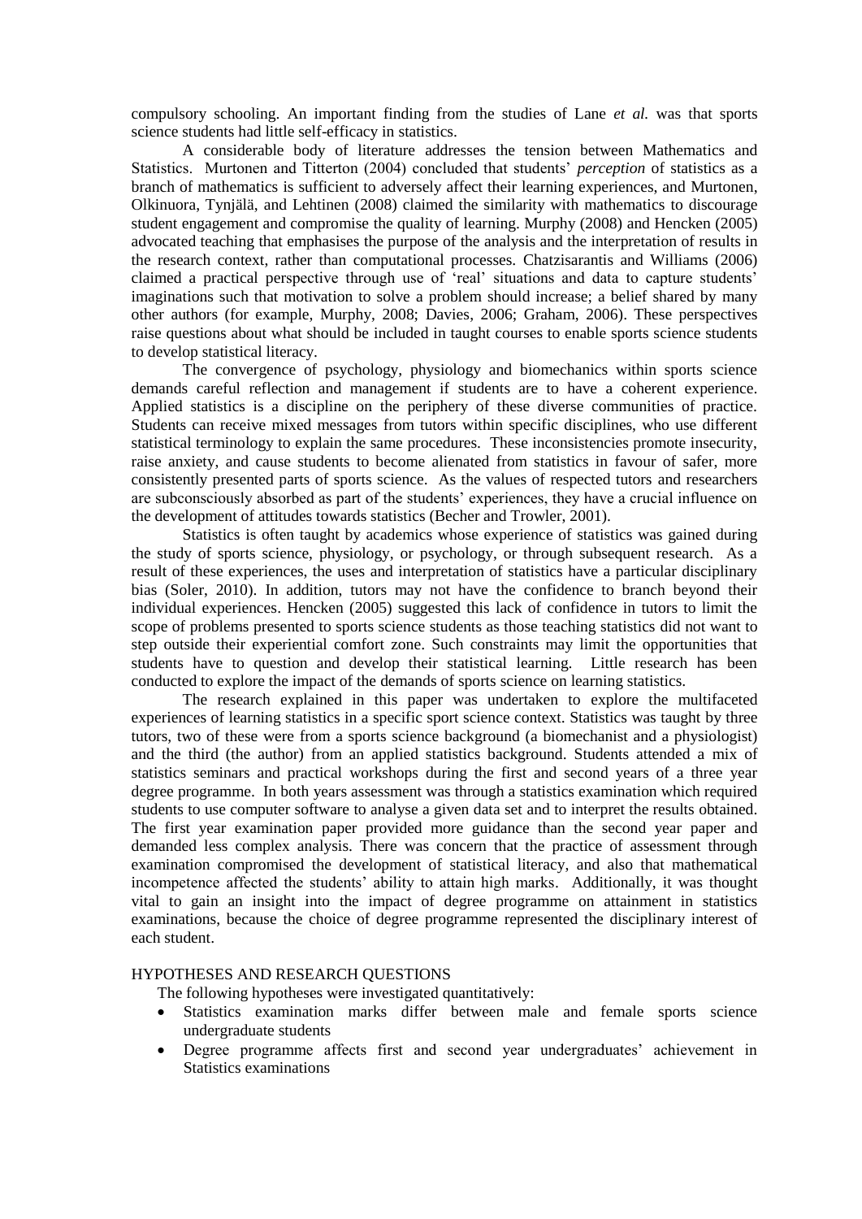compulsory schooling. An important finding from the studies of Lane *et al.* was that sports science students had little self-efficacy in statistics.

A considerable body of literature addresses the tension between Mathematics and Statistics. Murtonen and Titterton (2004) concluded that students' *perception* of statistics as a branch of mathematics is sufficient to adversely affect their learning experiences, and Murtonen, Olkinuora, Tynjälä, and Lehtinen (2008) claimed the similarity with mathematics to discourage student engagement and compromise the quality of learning. Murphy (2008) and Hencken (2005) advocated teaching that emphasises the purpose of the analysis and the interpretation of results in the research context, rather than computational processes. Chatzisarantis and Williams (2006) claimed a practical perspective through use of 'real' situations and data to capture students' imaginations such that motivation to solve a problem should increase; a belief shared by many other authors (for example, Murphy, 2008; Davies, 2006; Graham, 2006). These perspectives raise questions about what should be included in taught courses to enable sports science students to develop statistical literacy.

The convergence of psychology, physiology and biomechanics within sports science demands careful reflection and management if students are to have a coherent experience. Applied statistics is a discipline on the periphery of these diverse communities of practice. Students can receive mixed messages from tutors within specific disciplines, who use different statistical terminology to explain the same procedures. These inconsistencies promote insecurity, raise anxiety, and cause students to become alienated from statistics in favour of safer, more consistently presented parts of sports science. As the values of respected tutors and researchers are subconsciously absorbed as part of the students' experiences, they have a crucial influence on the development of attitudes towards statistics (Becher and Trowler, 2001).

Statistics is often taught by academics whose experience of statistics was gained during the study of sports science, physiology, or psychology, or through subsequent research. As a result of these experiences, the uses and interpretation of statistics have a particular disciplinary bias (Soler, 2010). In addition, tutors may not have the confidence to branch beyond their individual experiences. Hencken (2005) suggested this lack of confidence in tutors to limit the scope of problems presented to sports science students as those teaching statistics did not want to step outside their experiential comfort zone. Such constraints may limit the opportunities that students have to question and develop their statistical learning. Little research has been conducted to explore the impact of the demands of sports science on learning statistics.

The research explained in this paper was undertaken to explore the multifaceted experiences of learning statistics in a specific sport science context. Statistics was taught by three tutors, two of these were from a sports science background (a biomechanist and a physiologist) and the third (the author) from an applied statistics background. Students attended a mix of statistics seminars and practical workshops during the first and second years of a three year degree programme. In both years assessment was through a statistics examination which required students to use computer software to analyse a given data set and to interpret the results obtained. The first year examination paper provided more guidance than the second year paper and demanded less complex analysis. There was concern that the practice of assessment through examination compromised the development of statistical literacy, and also that mathematical incompetence affected the students' ability to attain high marks. Additionally, it was thought vital to gain an insight into the impact of degree programme on attainment in statistics examinations, because the choice of degree programme represented the disciplinary interest of each student.

## HYPOTHESES AND RESEARCH QUESTIONS

The following hypotheses were investigated quantitatively:

- Statistics examination marks differ between male and female sports science undergraduate students
- Degree programme affects first and second year undergraduates' achievement in Statistics examinations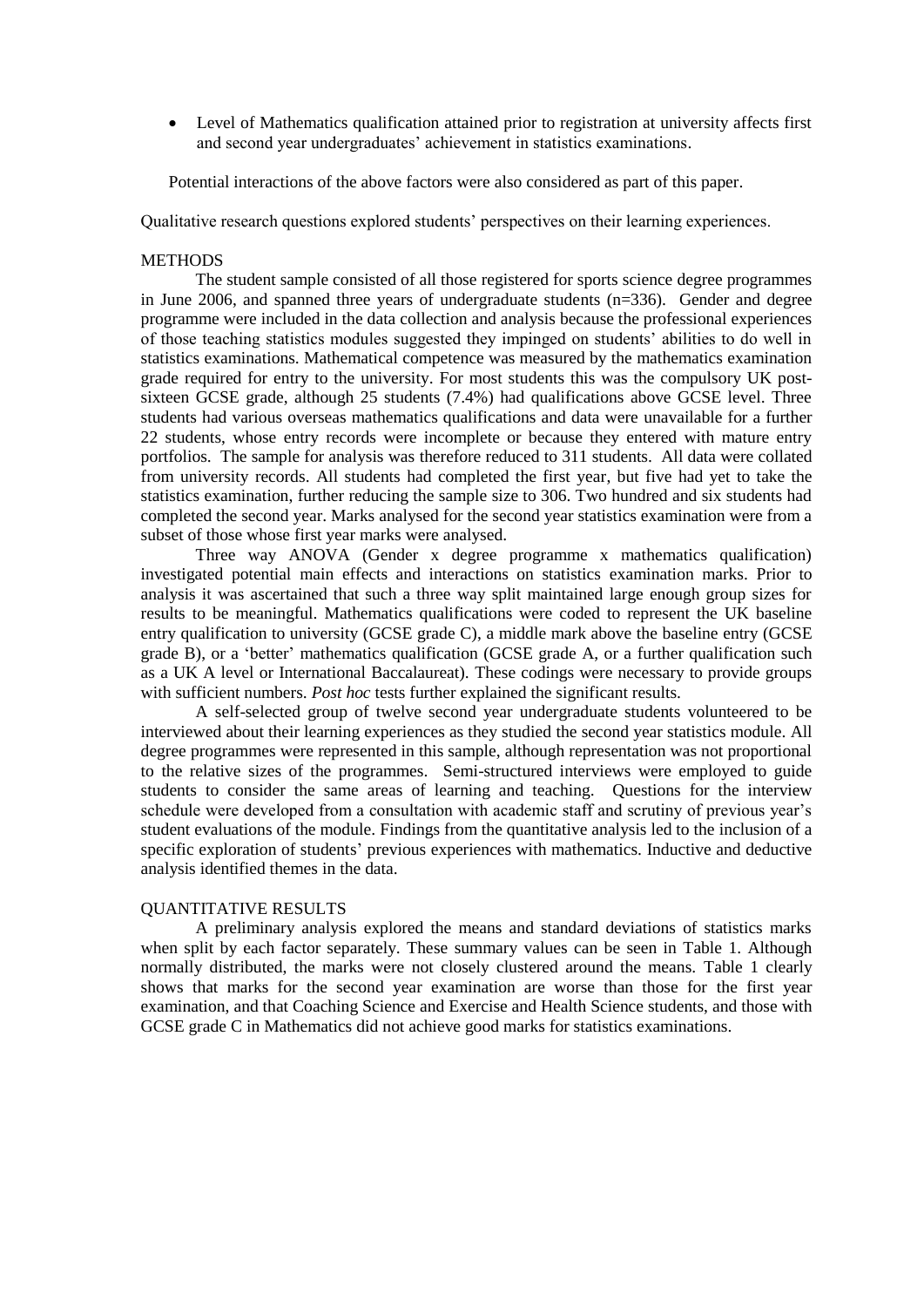- Level of Mathematics qualification attained prior to registration at university affects first and second year undergraduates' achievement in statistics examinations.

Potential interactions of the above factors were also considered as part of this paper.

Qualitative research questions explored students' perspectives on their learning experiences.

## METHODS

The student sample consisted of all those registered for sports science degree programmes in June 2006, and spanned three years of undergraduate students (n=336). Gender and degree programme were included in the data collection and analysis because the professional experiences of those teaching statistics modules suggested they impinged on students' abilities to do well in statistics examinations. Mathematical competence was measured by the mathematics examination grade required for entry to the university. For most students this was the compulsory UK post-sixteen GCSE grade, although 25 students (7.4%) had qualifications above GCSE level. Three students had various overseas mathematics qualifications and data were unavailable for a further 22 students, whose entry records were incomplete or because they entered with mature entry portfolios. The sample for analysis was therefore reduced to 311 students. All data were collated from university records. All students had completed the first year, but five had yet to take the statistics examination, further reducing the sample size to 306. Two hundred and six students had completed the second year. Marks analysed for the second year statistics examination were from a subset of those whose first year marks were analysed.

Three way ANOVA (Gender x degree programme x mathematics qualification) investigated potential main effects and interactions on statistics examination marks. Prior to analysis it was ascertained that such a three way split maintained large enough group sizes for results to be meaningful. Mathematics qualifications were coded to represent the UK baseline entry qualification to university (GCSE grade C), a middle mark above the baseline entry (GCSE grade B), or a 'better' mathematics qualification (GCSE grade A, or a further qualification such as a UK A level or International Baccalaureat). These codings were necessary to provide groups with sufficient numbers. *Post hoc* tests further explained the significant results.

A self-selected group of twelve second year undergraduate students volunteered to be interviewed about their learning experiences as they studied the second year statistics module. All degree programmes were represented in this sample, although representation was not proportional to the relative sizes of the programmes. Semi-structured interviews were employed to guide students to consider the same areas of learning and teaching. Questions for the interview schedule were developed from a consultation with academic staff and scrutiny of previous year's student evaluations of the module. Findings from the quantitative analysis led to the inclusion of a specific exploration of students' previous experiences with mathematics. Inductive and deductive analysis identified themes in the data.

## QUANTITATIVE RESULTS

A preliminary analysis explored the means and standard deviations of statistics marks when split by each factor separately. These summary values can be seen in Table 1. Although normally distributed, the marks were not closely clustered around the means. Table 1 clearly shows that marks for the second year examination are worse than those for the first year examination, and that Coaching Science and Exercise and Health Science students, and those with GCSE grade C in Mathematics did not achieve good marks for statistics examinations.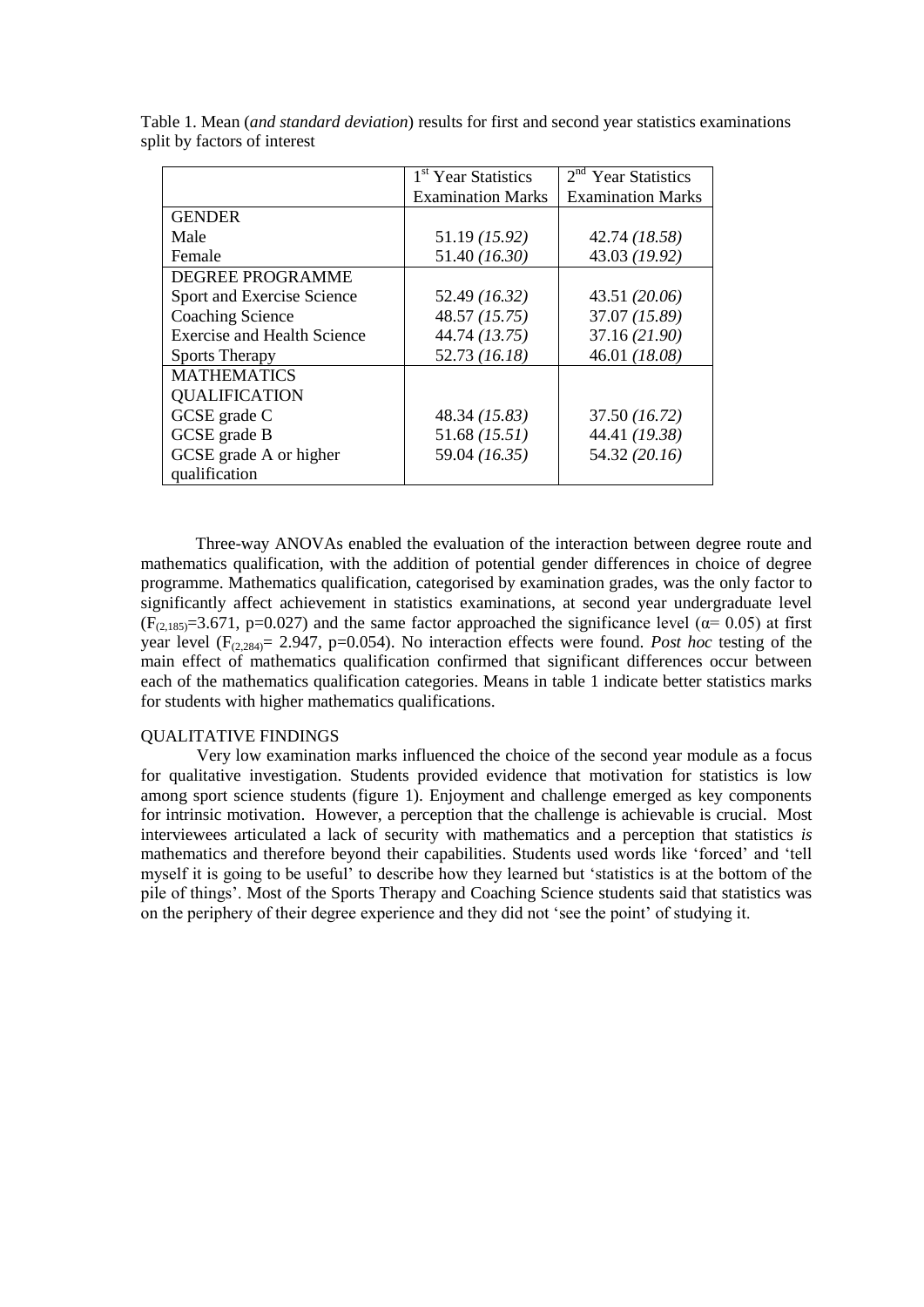Table 1. Mean (*and standard deviation*) results for first and second year statistics examinations split by factors of interest

| | 1st Year Statistics Examination Marks | 2nd Year Statistics Examination Marks |
|---|---|---|
| GENDER | | |
| Male | 51.19 *(15.92)* | 42.74 *(18.58)* |
| Female | 51.40 *(16.30)* | 43.03 *(19.92)* |
| DEGREE PROGRAMME | | |
| Sport and Exercise Science | 52.49 *(16.32)* | 43.51 *(20.06)* |
| Coaching Science | 48.57 *(15.75)* | 37.07 *(15.89)* |
| Exercise and Health Science | 44.74 *(13.75)* | 37.16 *(21.90)* |
| Sports Therapy | 52.73 *(16.18)* | 46.01 *(18.08)* |
| MATHEMATICS QUALIFICATION | | |
| GCSE grade C | 48.34 *(15.83)* | 37.50 *(16.72)* |
| GCSE grade B | 51.68 *(15.51)* | 44.41 *(19.38)* |
| GCSE grade A or higher qualification | 59.04 *(16.35)* | 54.32 *(20.16)* |

Three-way ANOVAs enabled the evaluation of the interaction between degree route and mathematics qualification, with the addition of potential gender differences in choice of degree programme. Mathematics qualification, categorised by examination grades, was the only factor to significantly affect achievement in statistics examinations, at second year undergraduate level ($F_{(2,185)}=3.671$, $p=0.027$) and the same factor approached the significance level ($\alpha= 0.05$) at first year level ($F_{(2,284)}= 2.947$, $p=0.054$). No interaction effects were found. *Post hoc* testing of the main effect of mathematics qualification confirmed that significant differences occur between each of the mathematics qualification categories. Means in table 1 indicate better statistics marks for students with higher mathematics qualifications.

## QUALITATIVE FINDINGS

Very low examination marks influenced the choice of the second year module as a focus for qualitative investigation. Students provided evidence that motivation for statistics is low among sport science students (figure 1). Enjoyment and challenge emerged as key components for intrinsic motivation. However, a perception that the challenge is achievable is crucial. Most interviewees articulated a lack of security with mathematics and a perception that statistics *is* mathematics and therefore beyond their capabilities. Students used words like 'forced' and 'tell myself it is going to be useful' to describe how they learned but 'statistics is at the bottom of the pile of things'. Most of the Sports Therapy and Coaching Science students said that statistics was on the periphery of their degree experience and they did not 'see the point' of studying it.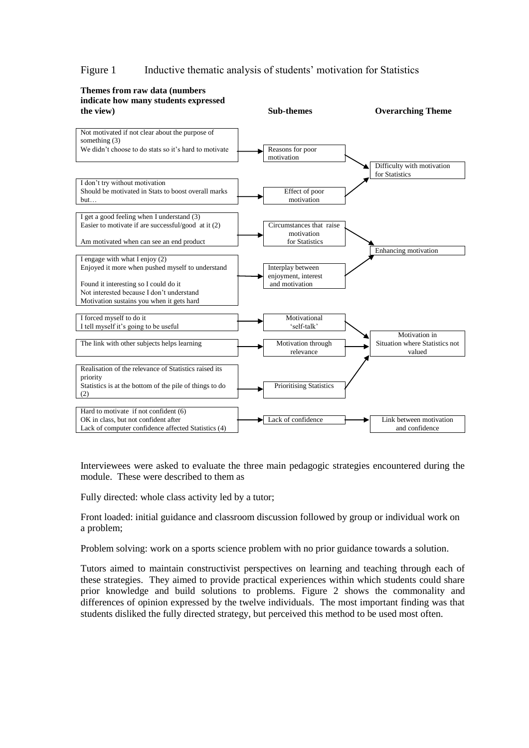Figure 1 Inductive thematic analysis of students' motivation for Statistics

| Themes from raw data (numbers indicate how many students expressed the view) | Sub-themes | Overarching Theme |
|---|---|---|
| Not motivated if not clear about the purpose of something (3)<br>We didn't choose to do stats so it's hard to motivate | Reasons for poor motivation | Difficulty with motivation for Statistics |
| I don't try without motivation<br>Should be motivated in Stats to boost overall marks but… | Effect of poor motivation | Difficulty with motivation for Statistics |
| I get a good feeling when I understand (3)<br>Easier to motivate if are successful/good at it (2)<br>Am motivated when can see an end product | Circumstances that raise motivation for Statistics | Enhancing motivation |
| I engage with what I enjoy (2)<br>Enjoyed it more when pushed myself to understand<br>Found it interesting so I could do it<br>Not interested because I don't understand<br>Motivation sustains you when it gets hard | Interplay between enjoyment, interest and motivation | Enhancing motivation |
| I forced myself to do it<br>I tell myself it's going to be useful | Motivational 'self-talk' | Motivation in Situation where Statistics not valued |
| The link with other subjects helps learning | Motivation through relevance | Motivation in Situation where Statistics not valued |
| Realisation of the relevance of Statistics raised its priority<br>Statistics is at the bottom of the pile of things to do (2) | Prioritising Statistics | Motivation in Situation where Statistics not valued |
| Hard to motivate if not confident (6)<br>OK in class, but not confident after<br>Lack of computer confidence affected Statistics (4) | Lack of confidence | Link between motivation and confidence |

Interviewees were asked to evaluate the three main pedagogic strategies encountered during the module. These were described to them as

Fully directed: whole class activity led by a tutor;

Front loaded: initial guidance and classroom discussion followed by group or individual work on a problem;

Problem solving: work on a sports science problem with no prior guidance towards a solution.

Tutors aimed to maintain constructivist perspectives on learning and teaching through each of these strategies. They aimed to provide practical experiences within which students could share prior knowledge and build solutions to problems. Figure 2 shows the commonality and differences of opinion expressed by the twelve individuals. The most important finding was that students disliked the fully directed strategy, but perceived this method to be used most often.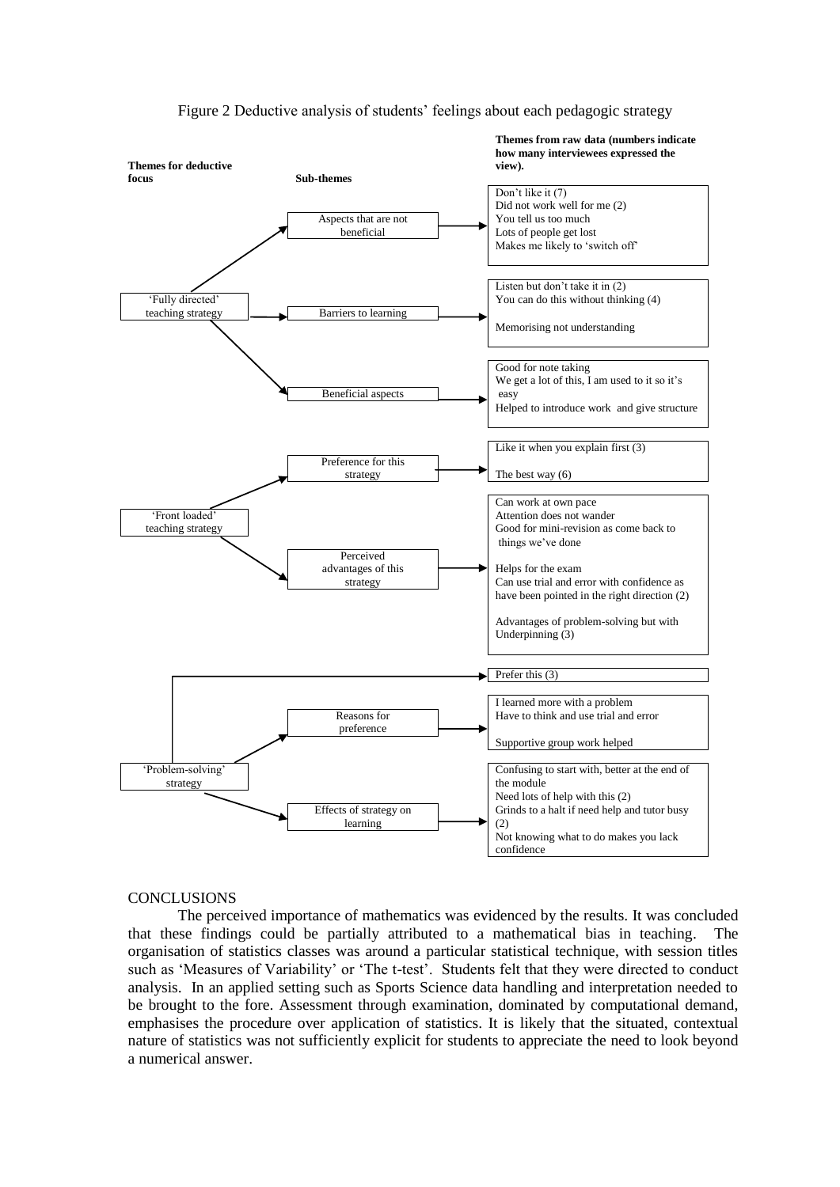Figure 2 Deductive analysis of students' feelings about each pedagogic strategy

**Themes for deductive focus** | **Sub-themes** | **Themes from raw data (numbers indicate how many interviewees expressed the view).**

| Themes for deductive focus | Sub-themes | Themes from raw data (numbers indicate how many interviewees expressed the view). |
|---|---|---|
| 'Fully directed' teaching strategy | Aspects that are not beneficial | Don't like it (7)<br>Did not work well for me (2)<br>You tell us too much<br>Lots of people get lost<br>Makes me likely to 'switch off' |
| | Barriers to learning | Listen but don't take it in (2)<br>You can do this without thinking (4)<br>Memorising not understanding |
| | Beneficial aspects | Good for note taking<br>We get a lot of this, I am used to it so it's easy<br>Helped to introduce work and give structure |
| 'Front loaded' teaching strategy | Preference for this strategy | Like it when you explain first (3)<br>The best way (6) |
| | Perceived advantages of this strategy | Can work at own pace<br>Attention does not wander<br>Good for mini-revision as come back to things we've done<br>Helps for the exam<br>Can use trial and error with confidence as have been pointed in the right direction (2)<br>Advantages of problem-solving but with Underpinning (3) |
| 'Problem-solving' strategy | | Prefer this (3) |
| | Reasons for preference | I learned more with a problem<br>Have to think and use trial and error<br>Supportive group work helped |
| | Effects of strategy on learning | Confusing to start with, better at the end of the module<br>Need lots of help with this (2)<br>Grinds to a halt if need help and tutor busy (2)<br>Not knowing what to do makes you lack confidence |

## CONCLUSIONS

The perceived importance of mathematics was evidenced by the results. It was concluded that these findings could be partially attributed to a mathematical bias in teaching. The organisation of statistics classes was around a particular statistical technique, with session titles such as 'Measures of Variability' or 'The t-test'. Students felt that they were directed to conduct analysis. In an applied setting such as Sports Science data handling and interpretation needed to be brought to the fore. Assessment through examination, dominated by computational demand, emphasises the procedure over application of statistics. It is likely that the situated, contextual nature of statistics was not sufficiently explicit for students to appreciate the need to look beyond a numerical answer.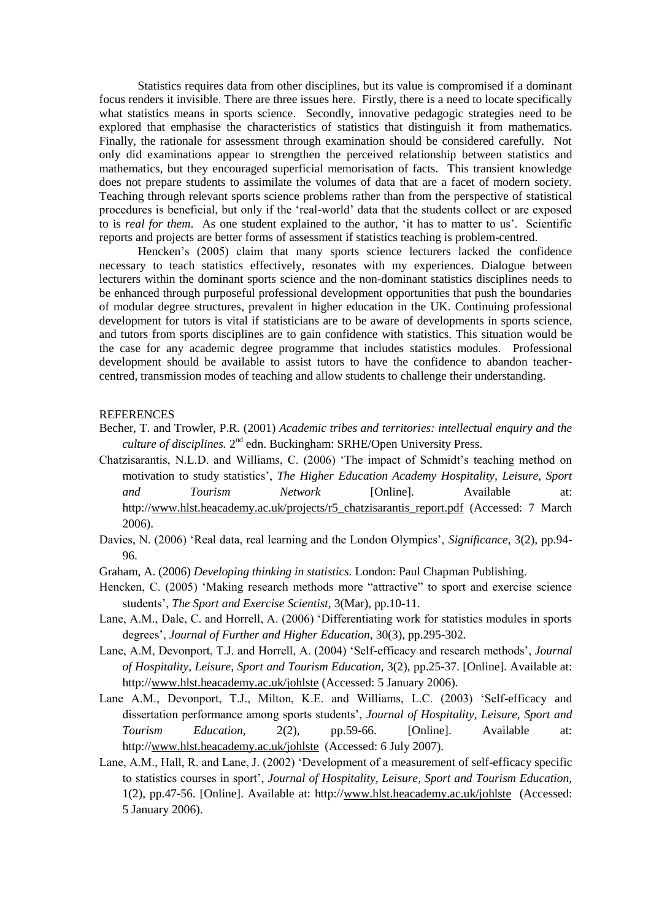Statistics requires data from other disciplines, but its value is compromised if a dominant focus renders it invisible. There are three issues here. Firstly, there is a need to locate specifically what statistics means in sports science. Secondly, innovative pedagogic strategies need to be explored that emphasise the characteristics of statistics that distinguish it from mathematics. Finally, the rationale for assessment through examination should be considered carefully. Not only did examinations appear to strengthen the perceived relationship between statistics and mathematics, but they encouraged superficial memorisation of facts. This transient knowledge does not prepare students to assimilate the volumes of data that are a facet of modern society. Teaching through relevant sports science problems rather than from the perspective of statistical procedures is beneficial, but only if the 'real-world' data that the students collect or are exposed to is *real for them*. As one student explained to the author, 'it has to matter to us'. Scientific reports and projects are better forms of assessment if statistics teaching is problem-centred.

Hencken's (2005) claim that many sports science lecturers lacked the confidence necessary to teach statistics effectively, resonates with my experiences. Dialogue between lecturers within the dominant sports science and the non-dominant statistics disciplines needs to be enhanced through purposeful professional development opportunities that push the boundaries of modular degree structures, prevalent in higher education in the UK. Continuing professional development for tutors is vital if statisticians are to be aware of developments in sports science, and tutors from sports disciplines are to gain confidence with statistics. This situation would be the case for any academic degree programme that includes statistics modules. Professional development should be available to assist tutors to have the confidence to abandon teacher-centred, transmission modes of teaching and allow students to challenge their understanding.

## REFERENCES

Becher, T. and Trowler, P.R. (2001) *Academic tribes and territories: intellectual enquiry and the culture of disciplines.* 2nd edn. Buckingham: SRHE/Open University Press.

Chatzisarantis, N.L.D. and Williams, C. (2006) 'The impact of Schmidt's teaching method on motivation to study statistics', *The Higher Education Academy Hospitality, Leisure, Sport and Tourism Network* [Online]. Available at: http://www.hlst.heacademy.ac.uk/projects/r5_chatzisarantis_report.pdf (Accessed: 7 March 2006).

Davies, N. (2006) 'Real data, real learning and the London Olympics', *Significance,* 3(2), pp.94-96.

Graham, A. (2006) *Developing thinking in statistics.* London: Paul Chapman Publishing.

Hencken, C. (2005) 'Making research methods more "attractive" to sport and exercise science students', *The Sport and Exercise Scientist,* 3(Mar), pp.10-11.

Lane, A.M., Dale, C. and Horrell, A. (2006) 'Differentiating work for statistics modules in sports degrees', *Journal of Further and Higher Education,* 30(3), pp.295-302.

Lane, A.M, Devonport, T.J. and Horrell, A. (2004) 'Self-efficacy and research methods', *Journal of Hospitality, Leisure, Sport and Tourism Education,* 3(2), pp.25-37. [Online]. Available at: http://www.hlst.heacademy.ac.uk/johlste (Accessed: 5 January 2006).

Lane A.M., Devonport, T.J., Milton, K.E. and Williams, L.C. (2003) 'Self-efficacy and dissertation performance among sports students', *Journal of Hospitality, Leisure, Sport and Tourism Education,* 2(2), pp.59-66. [Online]. Available at: http://www.hlst.heacademy.ac.uk/johlste (Accessed: 6 July 2007).

Lane, A.M., Hall, R. and Lane, J. (2002) 'Development of a measurement of self-efficacy specific to statistics courses in sport', *Journal of Hospitality, Leisure, Sport and Tourism Education,* 1(2), pp.47-56. [Online]. Available at: http://www.hlst.heacademy.ac.uk/johlste (Accessed: 5 January 2006).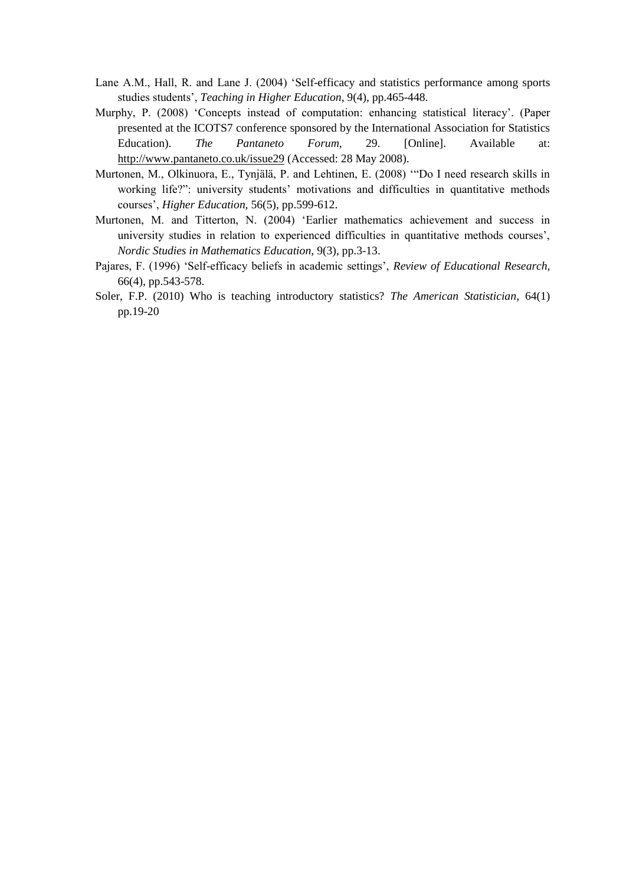Lane A.M., Hall, R. and Lane J. (2004) 'Self-efficacy and statistics performance among sports studies students', *Teaching in Higher Education,* 9(4), pp.465-448.

Murphy, P. (2008) 'Concepts instead of computation: enhancing statistical literacy'. (Paper presented at the ICOTS7 conference sponsored by the International Association for Statistics Education). *The Pantaneto Forum,* 29. [Online]. Available at: http://www.pantaneto.co.uk/issue29 (Accessed: 28 May 2008).

Murtonen, M., Olkinuora, E., Tynjälä, P. and Lehtinen, E. (2008) '"Do I need research skills in working life?": university students' motivations and difficulties in quantitative methods courses', *Higher Education,* 56(5), pp.599-612.

Murtonen, M. and Titterton, N. (2004) 'Earlier mathematics achievement and success in university studies in relation to experienced difficulties in quantitative methods courses', *Nordic Studies in Mathematics Education,* 9(3), pp.3-13.

Pajares, F. (1996) 'Self-efficacy beliefs in academic settings', *Review of Educational Research,* 66(4), pp.543-578.

Soler, F.P. (2010) Who is teaching introductory statistics? *The American Statistician*, 64(1) pp.19-20